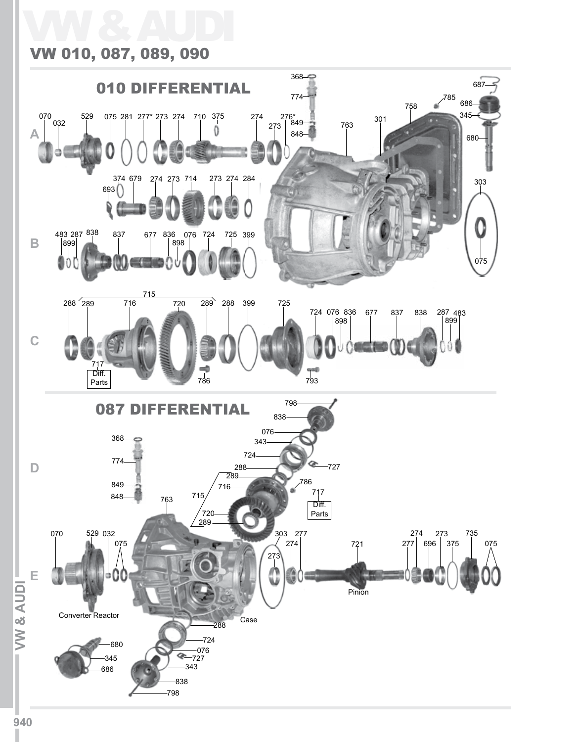# VW & AUDI

## VW 010, 087, 089, 090

### 010 DIFFERENTIAL

A

070 032 529 075 281 277* 273 274 710 375 274 273 276* 368 774 849 848 763 301 758 785 687 686 345 680

374 679 693 274 273 714 273 274 284 303 075

B

483 287 899 838 837 677 836 898 076 724 725 399

C

715

288 289 716 720 289 288 399 725 724 076 836 898 677 837 838 287 899 483

717 Diff. Parts 786 793

### 087 DIFFERENTIAL

D

798 838 076 343 724 727 288 289 786 716 717 Diff. Parts 715 720 289 368 774 849 848 763

E

070 529 032 075 303 277 274 273 721 274 277 696 273 375 735 075

Pinion

Converter Reactor

Case

288 724 076 727 343 838 798

680 345 686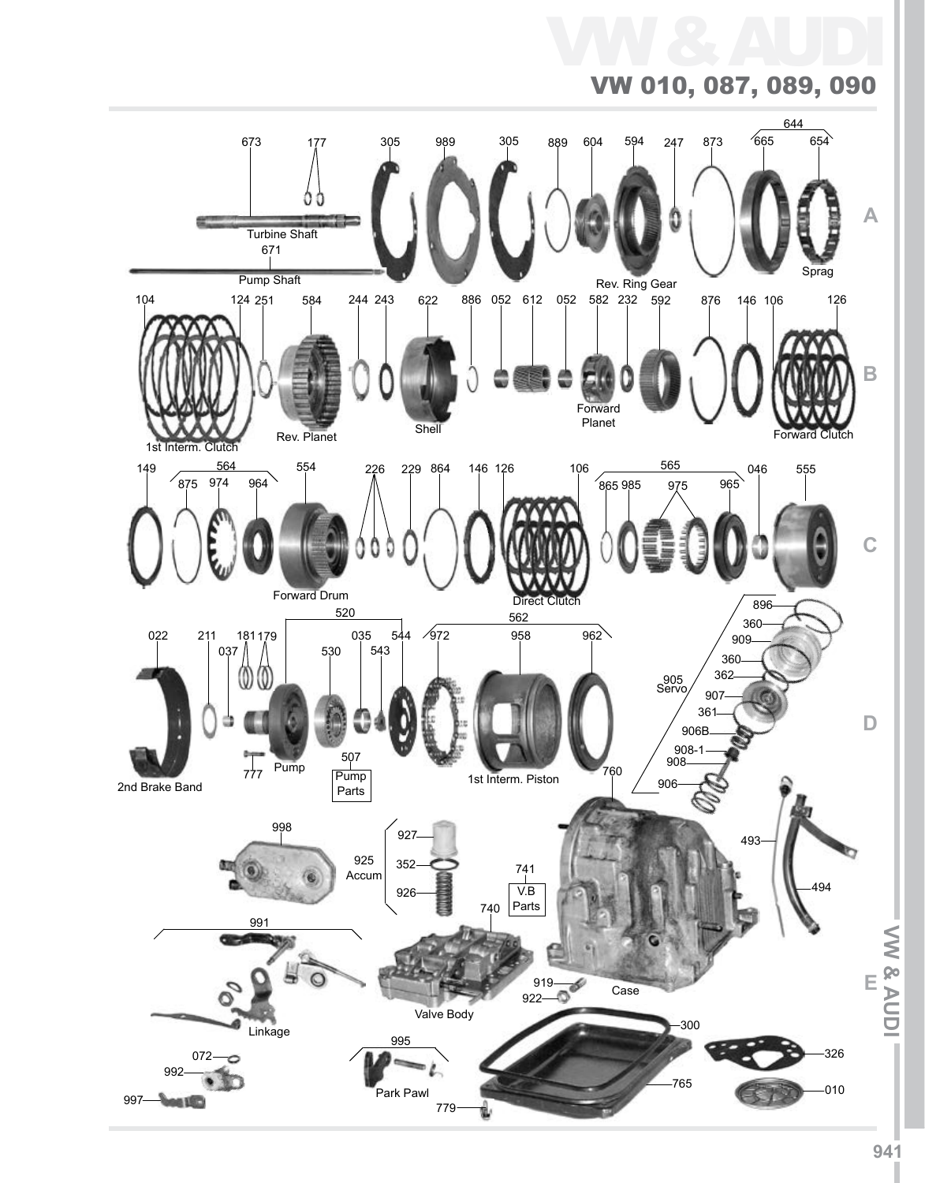# VW & AUDI

## VW 010, 087, 089, 090

673 Turbine Shaft
177
671 Pump Shaft
305
989
305
889
604
594 Rev. Ring Gear
247
873
644
665
654 Sprag

**A**

104 1st Interm. Clutch
124
251
584 Rev. Planet
244
243
622 Shell
886
052
612
052
582 Forward Planet
232
592
876
146
106
126 Forward Clutch

**B**

149
564
875
974
964
554 Forward Drum
226
229
864
146
126
106 Direct Clutch
565
865
985
975
965
046
555

**C**

022 2nd Brake Band
211
037
181
179
777
520
530
035
543
544
Pump
507 Pump Parts
562
972
958
962
1st Interm. Piston
905 Servo
896
360
909
360
362
907
361
906B
908-1
908
906

**D**

760
998
925 Accum
927
352
926
741 V.B Parts
740 Valve Body
Case
493
494
991 Linkage
919
922
300
326
072
992
997
995 Park Pawl
765
010
779

**E**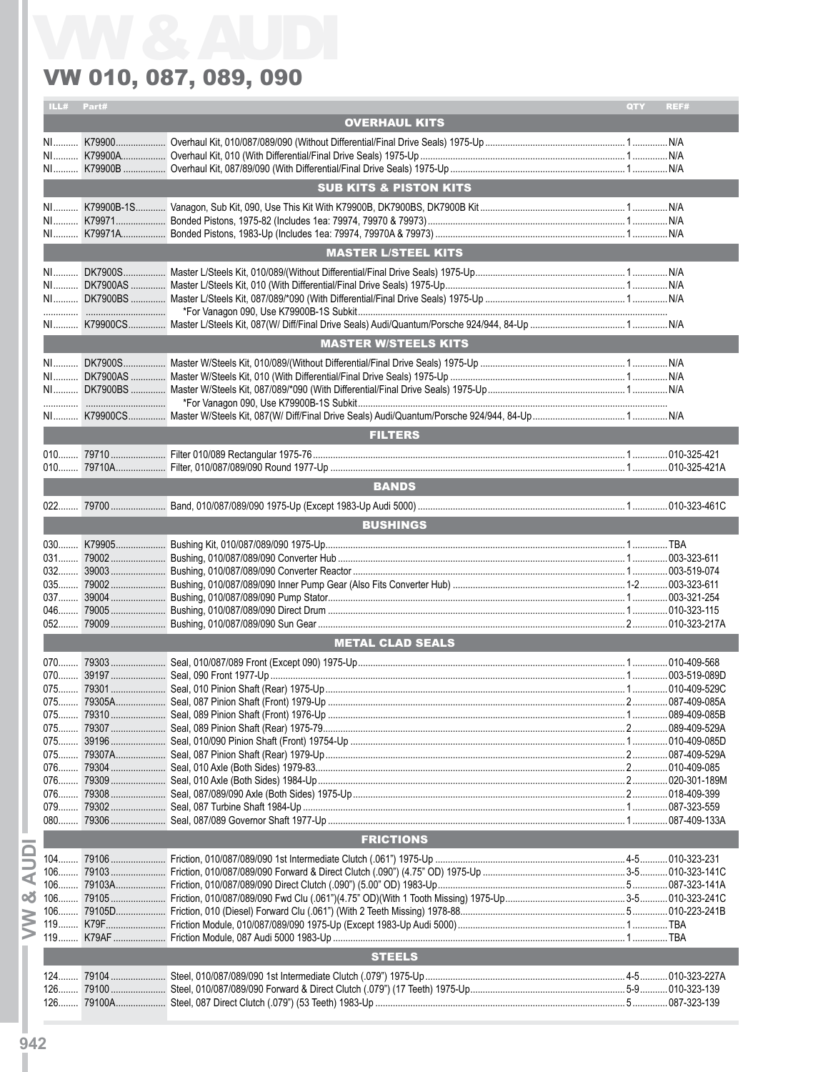# VW 010, 087, 089, 090

| ILL# | Part# | Description | QTY | REF# |
|---|---|---|---|---|
| | | **OVERHAUL KITS** | | |
| NI | K79900 | Overhaul Kit, 010/087/089/090 (Without Differential/Final Drive Seals) 1975-Up | 1 | N/A |
| NI | K79900A | Overhaul Kit, 010 (With Differential/Final Drive Seals) 1975-Up | 1 | N/A |
| NI | K79900B | Overhaul Kit, 087/89/090 (With Differential/Final Drive Seals) 1975-Up | 1 | N/A |
| | | **SUB KITS & PISTON KITS** | | |
| NI | K79900B-1S | Vanagon, Sub Kit, 090, Use This Kit With K79900B, DK7900BS, DK7900B Kit | 1 | N/A |
| NI | K79971 | Bonded Pistons, 1975-82 (Includes 1ea: 79974, 79970 & 79973) | 1 | N/A |
| NI | K79971A | Bonded Pistons, 1983-Up (Includes 1ea: 79974, 79970A & 79973) | 1 | N/A |
| | | **MASTER L/STEEL KITS** | | |
| NI | DK7900S | Master L/Steels Kit, 010/089/(Without Differential/Final Drive Seals) 1975-Up | 1 | N/A |
| NI | DK7900AS | Master L/Steels Kit, 010 (With Differential/Final Drive Seals) 1975-Up | 1 | N/A |
| NI | DK7900BS | Master L/Steels Kit, 087/089/*090 (With Differential/Final Drive Seals) 1975-Up | 1 | N/A |
| | | *For Vanagon 090, Use K79900B-1S Subkit | | |
| NI | K79900CS | Master L/Steels Kit, 087(W/ Diff/Final Drive Seals) Audi/Quantum/Porsche 924/944, 84-Up | 1 | N/A |
| | | **MASTER W/STEELS KITS** | | |
| NI | DK7900S | Master W/Steels Kit, 010/089/(Without Differential/Final Drive Seals) 1975-Up | 1 | N/A |
| NI | DK7900AS | Master W/Steels Kit, 010 (With Differential/Final Drive Seals) 1975-Up | 1 | N/A |
| NI | DK7900BS | Master W/Steels Kit, 087/089/*090 (With Differential/Final Drive Seals) 1975-Up | 1 | N/A |
| | | *For Vanagon 090, Use K79900B-1S Subkit | | |
| NI | K79900CS | Master W/Steels Kit, 087(W/ Diff/Final Drive Seals) Audi/Quantum/Porsche 924/944, 84-Up | 1 | N/A |
| | | **FILTERS** | | |
| 010 | 79710 | Filter 010/089 Rectangular 1975-76 | 1 | 010-325-421 |
| 010 | 79710A | Filter, 010/087/089/090 Round 1977-Up | 1 | 010-325-421A |
| | | **BANDS** | | |
| 022 | 79700 | Band, 010/087/089/090 1975-Up (Except 1983-Up Audi 5000) | 1 | 010-323-461C |
| | | **BUSHINGS** | | |
| 030 | K79905 | Bushing Kit, 010/087/089/090 1975-Up | 1 | TBA |
| 031 | 79002 | Bushing, 010/087/089/090 Converter Hub | 1 | 003-323-611 |
| 032 | 39003 | Bushing, 010/087/089/090 Converter Reactor | 1 | 003-519-074 |
| 035 | 79002 | Bushing, 010/087/089/090 Inner Pump Gear (Also Fits Converter Hub) | 1-2 | 003-323-611 |
| 037 | 39004 | Bushing, 010/087/089/090 Pump Stator | 1 | 003-321-254 |
| 046 | 79005 | Bushing, 010/087/089/090 Direct Drum | 1 | 010-323-115 |
| 052 | 79009 | Bushing, 010/087/089/090 Sun Gear | 2 | 010-323-217A |
| | | **METAL CLAD SEALS** | | |
| 070 | 79303 | Seal, 010/087/089 Front (Except 090) 1975-Up | 1 | 010-409-568 |
| 070 | 39197 | Seal, 090 Front 1977-Up | 1 | 003-519-089D |
| 075 | 79301 | Seal, 010 Pinion Shaft (Rear) 1975-Up | 1 | 010-409-529C |
| 075 | 79305A | Seal, 087 Pinion Shaft (Front) 1979-Up | 2 | 087-409-085A |
| 075 | 79310 | Seal, 089 Pinion Shaft (Front) 1976-Up | 1 | 089-409-085B |
| 075 | 79307 | Seal, 089 Pinion Shaft (Rear) 1975-79 | 2 | 089-409-529A |
| 075 | 39196 | Seal, 010/090 Pinion Shaft (Front) 19754-Up | 1 | 010-409-085D |
| 075 | 79307A | Seal, 087 Pinion Shaft (Rear) 1979-Up | 2 | 087-409-529A |
| 076 | 79304 | Seal, 010 Axle (Both Sides) 1979-83 | 2 | 010-409-085 |
| 076 | 79309 | Seal, 010 Axle (Both Sides) 1984-Up | 2 | 020-301-189M |
| 076 | 79308 | Seal, 087/089/090 Axle (Both Sides) 1975-Up | 2 | 018-409-399 |
| 079 | 79302 | Seal, 087 Turbine Shaft 1984-Up | 1 | 087-323-559 |
| 080 | 79306 | Seal, 087/089 Governor Shaft 1977-Up | 1 | 087-409-133A |
| | | **FRICTIONS** | | |
| 104 | 79106 | Friction, 010/087/089/090 1st Intermediate Clutch (.061") 1975-Up | 4-5 | 010-323-231 |
| 106 | 79103 | Friction, 010/087/089/090 Forward & Direct Clutch (.090") (4.75" OD) 1975-Up | 3-5 | 010-323-141C |
| 106 | 79103A | Friction, 010/087/089/090 Direct Clutch (.090") (5.00" OD) 1983-Up | 5 | 087-323-141A |
| 106 | 79105 | Friction, 010/087/089/090 Fwd Clu (.061")(4.75" OD)(With 1 Tooth Missing) 1975-Up | 3-5 | 010-323-241C |
| 106 | 79105D | Friction, 010 (Diesel) Forward Clu (.061") (With 2 Teeth Missing) 1978-88 | 5 | 010-223-241B |
| 119 | K79F | Friction Module, 010/087/089/090 1975-Up (Except 1983-Up Audi 5000) | 1 | TBA |
| 119 | K79AF | Friction Module, 087 Audi 5000 1983-Up | 1 | TBA |
| | | **STEELS** | | |
| 124 | 79104 | Steel, 010/087/089/090 1st Intermediate Clutch (.079") 1975-Up | 4-5 | 010-323-227A |
| 126 | 79100 | Steel, 010/087/089/090 Forward & Direct Clutch (.079") (17 Teeth) 1975-Up | 5-9 | 010-323-139 |
| 126 | 79100A | Steel, 087 Direct Clutch (.079") (53 Teeth) 1983-Up | 5 | 087-323-139 |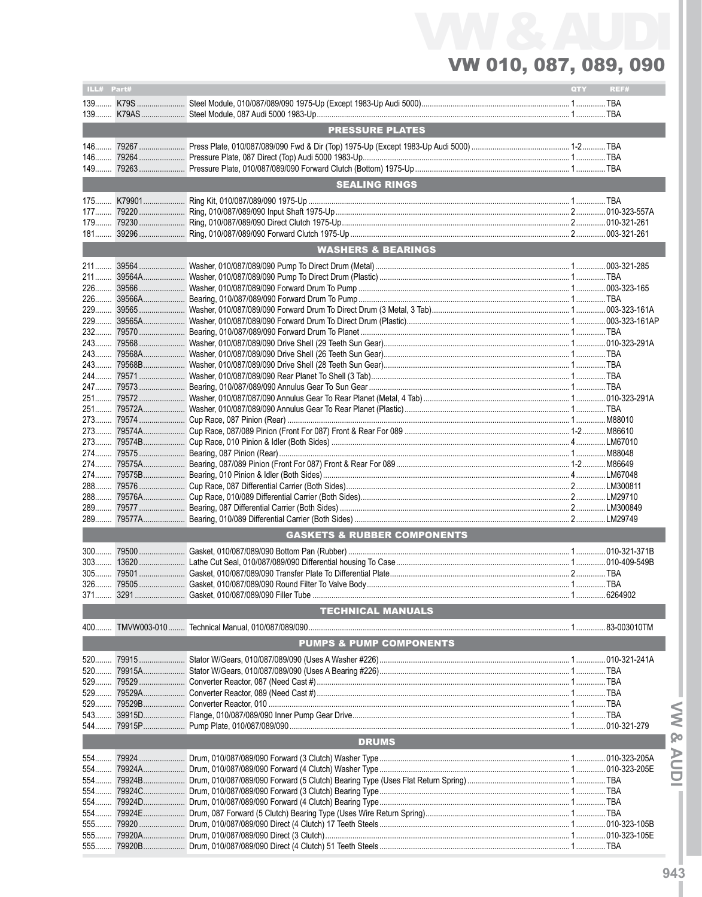# VW 010, 087, 089, 090

| ILL# | Part# | | QTY | REF# |
|---|---|---|---|---|
| 139 | K79S | Steel Module, 010/087/089/090 1975-Up (Except 1983-Up Audi 5000) | 1 | TBA |
| 139 | K79AS | Steel Module, 087 Audi 5000 1983-Up | 1 | TBA |
| | | **PRESSURE PLATES** | | |
| 146 | 79267 | Press Plate, 010/087/089/090 Fwd & Dir (Top) 1975-Up (Except 1983-Up Audi 5000) | 1-2 | TBA |
| 146 | 79264 | Pressure Plate, 087 Direct (Top) Audi 5000 1983-Up | 1 | TBA |
| 149 | 79263 | Pressure Plate, 010/087/089/090 Forward Clutch (Bottom) 1975-Up | 1 | TBA |
| | | **SEALING RINGS** | | |
| 175 | K79901 | Ring Kit, 010/087/089/090 1975-Up | 1 | TBA |
| 177 | 79220 | Ring, 010/087/089/090 Input Shaft 1975-Up | 2 | 010-323-557A |
| 179 | 79230 | Ring, 010/087/089/090 Direct Clutch 1975-Up | 2 | 010-321-261 |
| 181 | 39296 | Ring, 010/087/089/090 Forward Clutch 1975-Up | 2 | 003-321-261 |
| | | **WASHERS & BEARINGS** | | |
| 211 | 39564 | Washer, 010/087/089/090 Pump To Direct Drum (Metal) | 1 | 003-321-285 |
| 211 | 39564A | Washer, 010/087/089/090 Pump To Direct Drum (Plastic) | 1 | TBA |
| 226 | 39566 | Washer, 010/087/089/090 Forward Drum To Pump | 1 | 003-323-165 |
| 226 | 39566A | Bearing, 010/087/089/090 Forward Drum To Pump | 1 | TBA |
| 229 | 39565 | Washer, 010/087/089/090 Forward Drum To Direct Drum (3 Metal, 3 Tab) | 1 | 003-323-161A |
| 229 | 39565A | Washer, 010/087/089/090 Forward Drum To Direct Drum (Plastic) | 1 | 003-323-161AP |
| 232 | 79570 | Bearing, 010/087/089/090 Forward Drum To Planet | 1 | TBA |
| 243 | 79568 | Washer, 010/087/089/090 Drive Shell (29 Teeth Sun Gear) | 1 | 010-323-291A |
| 243 | 79568A | Washer, 010/087/089/090 Drive Shell (26 Teeth Sun Gear) | 1 | TBA |
| 243 | 79568B | Washer, 010/087/089/090 Drive Shell (28 Teeth Sun Gear) | 1 | TBA |
| 244 | 79571 | Washer, 010/087/089/090 Rear Planet To Shell (3 Tab) | 1 | TBA |
| 247 | 79573 | Bearing, 010/087/089/090 Annulus Gear To Sun Gear | 1 | TBA |
| 251 | 79572 | Washer, 010/087/087/090 Annulus Gear To Rear Planet (Metal, 4 Tab) | 1 | 010-323-291A |
| 251 | 79572A | Washer, 010/087/089/090 Annulus Gear To Rear Planet (Plastic) | 1 | TBA |
| 273 | 79574 | Cup Race, 087 Pinion (Rear) | 1 | M88010 |
| 273 | 79574A | Cup Race, 087/089 Pinion (Front For 087) Front & Rear For 089 | 1-2 | M86610 |
| 273 | 79574B | Cup Race, 010 Pinion & Idler (Both Sides) | 4 | LM67010 |
| 274 | 79575 | Bearing, 087 Pinion (Rear) | 1 | M88048 |
| 274 | 79575A | Bearing, 087/089 Pinion (Front For 087) Front & Rear For 089 | 1-2 | M86649 |
| 274 | 79575B | Bearing, 010 Pinion & Idler (Both Sides) | 4 | LM67048 |
| 288 | 79576 | Cup Race, 087 Differential Carrier (Both Sides) | 2 | LM300811 |
| 288 | 79576A | Cup Race, 010/089 Differential Carrier (Both Sides) | 2 | LM29710 |
| 289 | 79577 | Bearing, 087 Differential Carrier (Both Sides) | 2 | LM300849 |
| 289 | 79577A | Bearing, 010/089 Differential Carrier (Both Sides) | 2 | LM29749 |
| | | **GASKETS & RUBBER COMPONENTS** | | |
| 300 | 79500 | Gasket, 010/087/089/090 Bottom Pan (Rubber) | 1 | 010-321-371B |
| 303 | 13620 | Lathe Cut Seal, 010/087/089/090 Differential housing To Case | 1 | 010-409-549B |
| 305 | 79501 | Gasket, 010/087/089/090 Transfer Plate To Differential Plate | 2 | TBA |
| 326 | 79505 | Gasket, 010/087/089/090 Round Filter To Valve Body | 1 | TBA |
| 371 | 3291 | Gasket, 010/087/089/090 Filler Tube | 1 | 6264902 |
| | | **TECHNICAL MANUALS** | | |
| 400 | TMVW003-010 | Technical Manual, 010/087/089/090 | 1 | 83-003010TM |
| | | **PUMPS & PUMP COMPONENTS** | | |
| 520 | 79915 | Stator W/Gears, 010/087/089/090 (Uses A Washer #226) | 1 | 010-321-241A |
| 520 | 79915A | Stator W/Gears, 010/087/089/090 (Uses A Bearing #226) | 1 | TBA |
| 529 | 79529 | Converter Reactor, 087 (Need Cast #) | 1 | TBA |
| 529 | 79529A | Converter Reactor, 089 (Need Cast #) | 1 | TBA |
| 529 | 79529B | Converter Reactor, 010 | 1 | TBA |
| 543 | 39915D | Flange, 010/087/089/090 Inner Pump Gear Drive | 1 | TBA |
| 544 | 79915P | Pump Plate, 010/087/089/090 | 1 | 010-321-279 |
| | | **DRUMS** | | |
| 554 | 79924 | Drum, 010/087/089/090 Forward (3 Clutch) Washer Type | 1 | 010-323-205A |
| 554 | 79924A | Drum, 010/087/089/090 Forward (4 Clutch) Washer Type | 1 | 010-323-205E |
| 554 | 79924B | Drum, 010/087/089/090 Forward (5 Clutch) Bearing Type (Uses Flat Return Spring) | 1 | TBA |
| 554 | 79924C | Drum, 010/087/089/090 Forward (3 Clutch) Bearing Type | 1 | TBA |
| 554 | 79924D | Drum, 010/087/089/090 Forward (4 Clutch) Bearing Type | 1 | TBA |
| 554 | 79924E | Drum, 087 Forward (5 Clutch) Bearing Type (Uses Wire Return Spring) | 1 | TBA |
| 555 | 79920 | Drum, 010/087/089/090 Direct (4 Clutch) 17 Teeth Steels | 1 | 010-323-105B |
| 555 | 79920A | Drum, 010/087/089/090 Direct (3 Clutch) | 1 | 010-323-105E |
| 555 | 79920B | Drum, 010/087/089/090 Direct (4 Clutch) 51 Teeth Steels | 1 | TBA |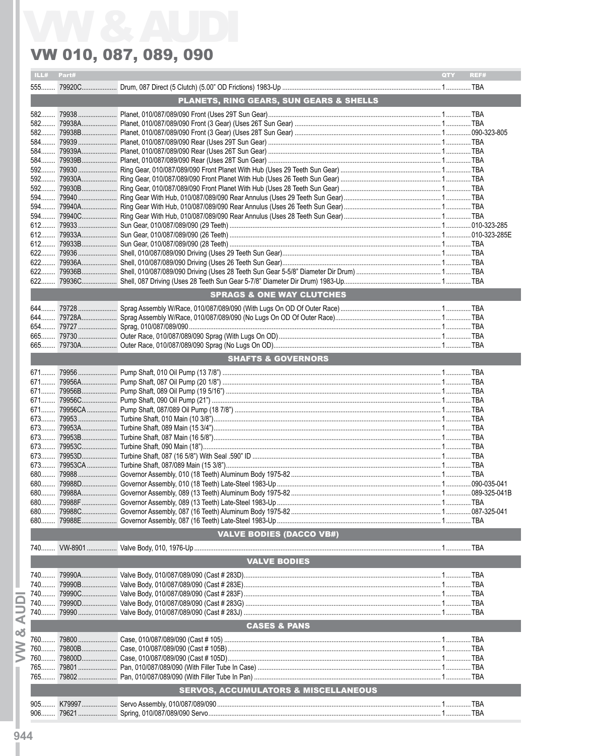# VW 010, 087, 089, 090

| ILL# | Part# | | QTY | REF# |
|---|---|---|---|---|
| 555 | 79920C | Drum, 087 Direct (5 Clutch) (5.00" OD Frictions) 1983-Up | 1 | TBA |
| | | **PLANETS, RING GEARS, SUN GEARS & SHELLS** | | |
| 582 | 79938 | Planet, 010/087/089/090 Front (Uses 29T Sun Gear) | 1 | TBA |
| 582 | 79938A | Planet, 010/087/089/090 Front (3 Gear) (Uses 26T Sun Gear) | 1 | TBA |
| 582 | 79938B | Planet, 010/087/089/090 Front (3 Gear) (Uses 28T Sun Gear) | 1 | 090-323-805 |
| 584 | 79939 | Planet, 010/087/089/090 Rear (Uses 29T Sun Gear) | 1 | TBA |
| 584 | 79939A | Planet, 010/087/089/090 Rear (Uses 26T Sun Gear) | 1 | TBA |
| 584 | 79939B | Planet, 010/087/089/090 Rear (Uses 28T Sun Gear) | 1 | TBA |
| 592 | 79930 | Ring Gear, 010/087/089/090 Front Planet With Hub (Uses 29 Teeth Sun Gear) | 1 | TBA |
| 592 | 79930A | Ring Gear, 010/087/089/090 Front Planet With Hub (Uses 26 Teeth Sun Gear) | 1 | TBA |
| 592 | 79930B | Ring Gear, 010/087/089/090 Front Planet With Hub (Uses 28 Teeth Sun Gear) | 1 | TBA |
| 594 | 79940 | Ring Gear With Hub, 010/087/089/090 Rear Annulus (Uses 29 Teeth Sun Gear) | 1 | TBA |
| 594 | 79940A | Ring Gear With Hub, 010/087/089/090 Rear Annulus (Uses 26 Teeth Sun Gear) | 1 | TBA |
| 594 | 79940C | Ring Gear With Hub, 010/087/089/090 Rear Annulus (Uses 28 Teeth Sun Gear) | 1 | TBA |
| 612 | 79933 | Sun Gear, 010/087/089/090 (29 Teeth) | 1 | 010-323-285 |
| 612 | 79933A | Sun Gear, 010/087/089/090 (26 Teeth) | 1 | 010-323-285E |
| 612 | 79933B | Sun Gear, 010/087/089/090 (28 Teeth) | 1 | TBA |
| 622 | 79936 | Shell, 010/087/089/090 Driving (Uses 29 Teeth Sun Gear) | 1 | TBA |
| 622 | 79936A | Shell, 010/087/089/090 Driving (Uses 26 Teeth Sun Gear) | 1 | TBA |
| 622 | 79936B | Shell, 010/087/089/090 Driving (Uses 28 Teeth Sun Gear 5-5/8" Diameter Dir Drum) | 1 | TBA |
| 622 | 79936C | Shell, 087 Driving (Uses 28 Teeth Sun Gear 5-7/8" Diameter Dir Drum) 1983-Up | 1 | TBA |
| | | **SPRAGS & ONE WAY CLUTCHES** | | |
| 644 | 79728 | Sprag Assembly W/Race, 010/087/089/090 (With Lugs On OD Of Outer Race) | 1 | TBA |
| 644 | 79728A | Sprag Assembly W/Race, 010/087/089/090 (No Lugs On OD Of Outer Race) | 1 | TBA |
| 654 | 79727 | Sprag, 010/087/089/090 | 1 | TBA |
| 665 | 79730 | Outer Race, 010/087/089/090 Sprag (With Lugs On OD) | 1 | TBA |
| 665 | 79730A | Outer Race, 010/087/089/090 Sprag (No Lugs On OD) | 1 | TBA |
| | | **SHAFTS & GOVERNORS** | | |
| 671 | 79956 | Pump Shaft, 010 Oil Pump (13 7/8") | 1 | TBA |
| 671 | 79956A | Pump Shaft, 087 Oil Pump (20 1/8") | 1 | TBA |
| 671 | 79956B | Pump Shaft, 089 Oil Pump (19 5/16") | 1 | TBA |
| 671 | 79956C | Pump Shaft, 090 Oil Pump (21") | 1 | TBA |
| 671 | 79956CA | Pump Shaft, 087/089 Oil Pump (18 7/8") | 1 | TBA |
| 673 | 79953 | Turbine Shaft, 010 Main (10 3/8") | 1 | TBA |
| 673 | 79953A | Turbine Shaft, 089 Main (15 3/4") | 1 | TBA |
| 673 | 79953B | Turbine Shaft, 087 Main (16 5/8") | 1 | TBA |
| 673 | 79953C | Turbine Shaft, 090 Main (18") | 1 | TBA |
| 673 | 79953D | Turbine Shaft, 087 (16 5/8") With Seal .590" ID | 1 | TBA |
| 673 | 79953CA | Turbine Shaft, 087/089 Main (15 3/8") | 1 | TBA |
| 680 | 79988 | Governor Assembly, 010 (18 Teeth) Aluminum Body 1975-82 | 1 | TBA |
| 680 | 79988D | Governor Assembly, 010 (18 Teeth) Late-Steel 1983-Up | 1 | 090-035-041 |
| 680 | 79988A | Governor Assembly, 089 (13 Teeth) Aluminum Body 1975-82 | 1 | 089-325-041B |
| 680 | 79988F | Governor Assembly, 089 (13 Teeth) Late-Steel 1983-Up | 1 | TBA |
| 680 | 79988C | Governor Assembly, 087 (16 Teeth) Aluminum Body 1975-82 | 1 | 087-325-041 |
| 680 | 79988E | Governor Assembly, 087 (16 Teeth) Late-Steel 1983-Up | 1 | TBA |
| | | **VALVE BODIES (DACCO VB#)** | | |
| 740 | VW-8901 | Valve Body, 010, 1976-Up | 1 | TBA |
| | | **VALVE BODIES** | | |
| 740 | 79990A | Valve Body, 010/087/089/090 (Cast # 283D) | 1 | TBA |
| 740 | 79990B | Valve Body, 010/087/089/090 (Cast # 283E) | 1 | TBA |
| 740 | 79990C | Valve Body, 010/087/089/090 (Cast # 283F) | 1 | TBA |
| 740 | 79990D | Valve Body, 010/087/089/090 (Cast # 283G) | 1 | TBA |
| 740 | 79990 | Valve Body, 010/087/089/090 (Cast # 283J) | 1 | TBA |
| | | **CASES & PANS** | | |
| 760 | 79800 | Case, 010/087/089/090 (Cast # 105) | 1 | TBA |
| 760 | 79800B | Case, 010/087/089/090 (Cast # 105B) | 1 | TBA |
| 760 | 79800D | Case, 010/087/089/090 (Cast # 105D) | 1 | TBA |
| 765 | 79801 | Pan, 010/087/089/090 (With Filler Tube In Case) | 1 | TBA |
| 765 | 79802 | Pan, 010/087/089/090 (With Filler Tube In Pan) | 1 | TBA |
| | | **SERVOS, ACCUMULATORS & MISCELLANEOUS** | | |
| 905 | K79997 | Servo Assembly, 010/087/089/090 | 1 | TBA |
| 906 | 79621 | Spring, 010/087/089/090 Servo | 1 | TBA |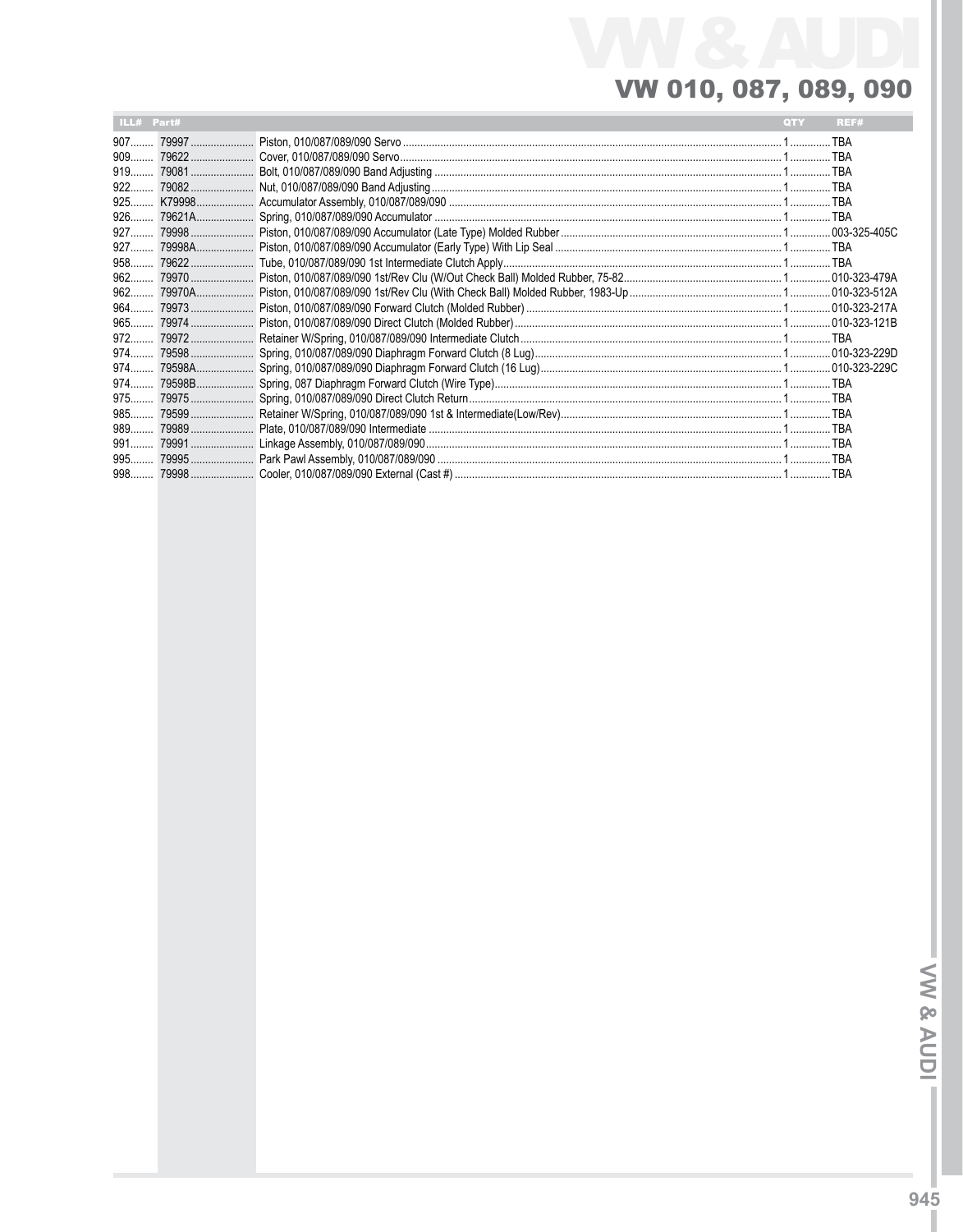# VW 010, 087, 089, 090

| ILL# | Part# | | QTY | REF# |
|---|---|---|---|---|
| 907 | 79997 | Piston, 010/087/089/090 Servo | 1 | TBA |
| 909 | 79622 | Cover, 010/087/089/090 Servo | 1 | TBA |
| 919 | 79081 | Bolt, 010/087/089/090 Band Adjusting | 1 | TBA |
| 922 | 79082 | Nut, 010/087/089/090 Band Adjusting | 1 | TBA |
| 925 | K79998 | Accumulator Assembly, 010/087/089/090 | 1 | TBA |
| 926 | 79621A | Spring, 010/087/089/090 Accumulator | 1 | TBA |
| 927 | 79998 | Piston, 010/087/089/090 Accumulator (Late Type) Molded Rubber | 1 | 003-325-405C |
| 927 | 79998A | Piston, 010/087/089/090 Accumulator (Early Type) With Lip Seal | 1 | TBA |
| 958 | 79622 | Tube, 010/087/089/090 1st Intermediate Clutch Apply | 1 | TBA |
| 962 | 79970 | Piston, 010/087/089/090 1st/Rev Clu (W/Out Check Ball) Molded Rubber, 75-82 | 1 | 010-323-479A |
| 962 | 79970A | Piston, 010/087/089/090 1st/Rev Clu (With Check Ball) Molded Rubber, 1983-Up | 1 | 010-323-512A |
| 964 | 79973 | Piston, 010/087/089/090 Forward Clutch (Molded Rubber) | 1 | 010-323-217A |
| 965 | 79974 | Piston, 010/087/089/090 Direct Clutch (Molded Rubber) | 1 | 010-323-121B |
| 972 | 79972 | Retainer W/Spring, 010/087/089/090 Intermediate Clutch | 1 | TBA |
| 974 | 79598 | Spring, 010/087/089/090 Diaphragm Forward Clutch (8 Lug) | 1 | 010-323-229D |
| 974 | 79598A | Spring, 010/087/089/090 Diaphragm Forward Clutch (16 Lug) | 1 | 010-323-229C |
| 974 | 79598B | Spring, 087 Diaphragm Forward Clutch (Wire Type) | 1 | TBA |
| 975 | 79975 | Spring, 010/087/089/090 Direct Clutch Return | 1 | TBA |
| 985 | 79599 | Retainer W/Spring, 010/087/089/090 1st & Intermediate(Low/Rev) | 1 | TBA |
| 989 | 79989 | Plate, 010/087/089/090 Intermediate | 1 | TBA |
| 991 | 79991 | Linkage Assembly, 010/087/089/090 | 1 | TBA |
| 995 | 79995 | Park Pawl Assembly, 010/087/089/090 | 1 | TBA |
| 998 | 79998 | Cooler, 010/087/089/090 External (Cast #) | 1 | TBA |